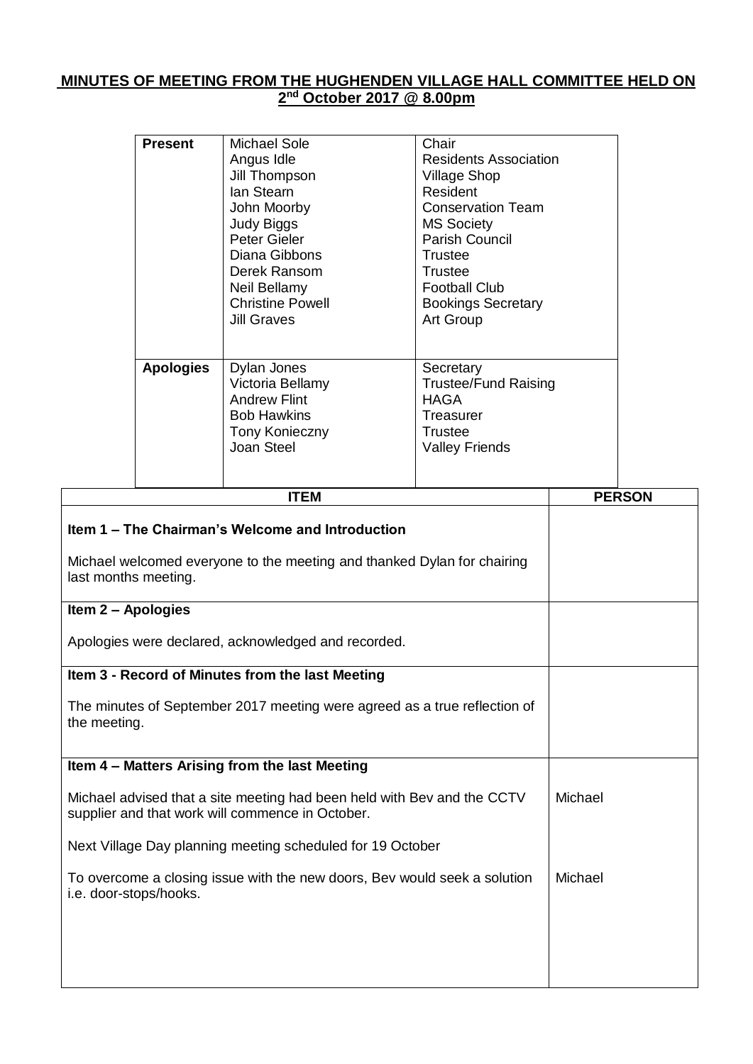**MINUTES OF MEETING FROM THE HUGHENDEN VILLAGE HALL COMMITTEE HELD ON 2nd October 2017 @ 8.00pm**

| | | |
|---|---|---|
| **Present** | Michael Sole | Chair |
| | Angus Idle | Residents Association |
| | Jill Thompson | Village Shop |
| | Ian Stearn | Resident |
| | John Moorby | Conservation Team |
| | Judy Biggs | MS Society |
| | Peter Gieler | Parish Council |
| | Diana Gibbons | Trustee |
| | Derek Ransom | Trustee |
| | Neil Bellamy | Football Club |
| | Christine Powell | Bookings Secretary |
| | Jill Graves | Art Group |
| **Apologies** | Dylan Jones | Secretary |
| | Victoria Bellamy | Trustee/Fund Raising |
| | Andrew Flint | HAGA |
| | Bob Hawkins | Treasurer |
| | Tony Konieczny | Trustee |
| | Joan Steel | Valley Friends |

| ITEM | PERSON |
|---|---|
| **Item 1 – The Chairman's Welcome and Introduction** | |
| Michael welcomed everyone to the meeting and thanked Dylan for chairing last months meeting. | |
| **Item 2 – Apologies** | |
| Apologies were declared, acknowledged and recorded. | |
| **Item 3 - Record of Minutes from the last Meeting** | |
| The minutes of September 2017 meeting were agreed as a true reflection of the meeting. | |
| **Item 4 – Matters Arising from the last Meeting** | |
| Michael advised that a site meeting had been held with Bev and the CCTV supplier and that work will commence in October. | Michael |
| Next Village Day planning meeting scheduled for 19 October | |
| To overcome a closing issue with the new doors, Bev would seek a solution i.e. door-stops/hooks. | Michael |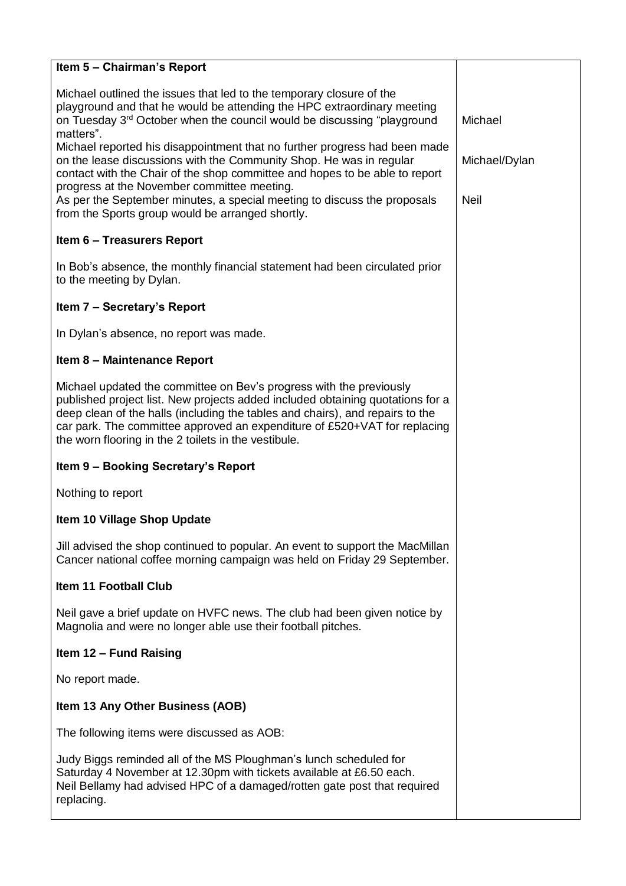| Item 5 – Chairman's Report | |
|---|---|
| Michael outlined the issues that led to the temporary closure of the playground and that he would be attending the HPC extraordinary meeting on Tuesday 3rd October when the council would be discussing "playground matters". | Michael |
| Michael reported his disappointment that no further progress had been made on the lease discussions with the Community Shop. He was in regular contact with the Chair of the shop committee and hopes to be able to report progress at the November committee meeting. | Michael/Dylan |
| As per the September minutes, a special meeting to discuss the proposals from the Sports group would be arranged shortly. | Neil |
| **Item 6 – Treasurers Report** | |
| In Bob's absence, the monthly financial statement had been circulated prior to the meeting by Dylan. | |
| **Item 7 – Secretary's Report** | |
| In Dylan's absence, no report was made. | |
| **Item 8 – Maintenance Report** | |
| Michael updated the committee on Bev's progress with the previously published project list. New projects added included obtaining quotations for a deep clean of the halls (including the tables and chairs), and repairs to the car park. The committee approved an expenditure of £520+VAT for replacing the worn flooring in the 2 toilets in the vestibule. | |
| **Item 9 – Booking Secretary's Report** | |
| Nothing to report | |
| **Item 10 Village Shop Update** | |
| Jill advised the shop continued to popular. An event to support the MacMillan Cancer national coffee morning campaign was held on Friday 29 September. | |
| **Item 11 Football Club** | |
| Neil gave a brief update on HVFC news. The club had been given notice by Magnolia and were no longer able use their football pitches. | |
| **Item 12 – Fund Raising** | |
| No report made. | |
| **Item 13 Any Other Business (AOB)** | |
| The following items were discussed as AOB: | |
| Judy Biggs reminded all of the MS Ploughman's lunch scheduled for Saturday 4 November at 12.30pm with tickets available at £6.50 each. | |
| Neil Bellamy had advised HPC of a damaged/rotten gate post that required replacing. | |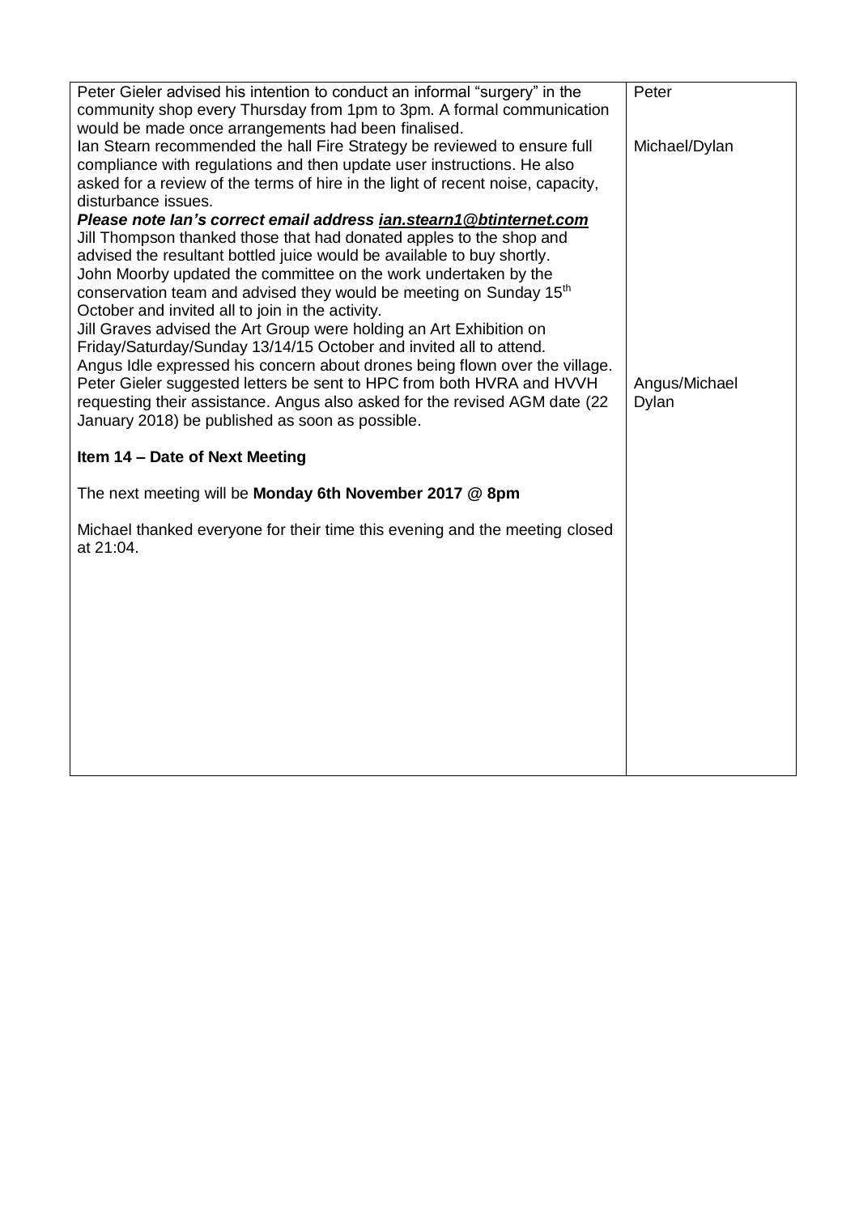| | |
|---|---|
| Peter Gieler advised his intention to conduct an informal "surgery" in the community shop every Thursday from 1pm to 3pm. A formal communication would be made once arrangements had been finalised. | Peter |
| Ian Stearn recommended the hall Fire Strategy be reviewed to ensure full compliance with regulations and then update user instructions. He also asked for a review of the terms of hire in the light of recent noise, capacity, disturbance issues.<br>***Please note Ian's correct email address ian.stearn1@btinternet.com*** | Michael/Dylan |
| Jill Thompson thanked those that had donated apples to the shop and advised the resultant bottled juice would be available to buy shortly.<br>John Moorby updated the committee on the work undertaken by the conservation team and advised they would be meeting on Sunday 15th October and invited all to join in the activity.<br>Jill Graves advised the Art Group were holding an Art Exhibition on Friday/Saturday/Sunday 13/14/15 October and invited all to attend.<br>Angus Idle expressed his concern about drones being flown over the village. Peter Gieler suggested letters be sent to HPC from both HVRA and HVVH requesting their assistance. Angus also asked for the revised AGM date (22 January 2018) be published as soon as possible. | Angus/Michael<br>Dylan |
| **Item 14 – Date of Next Meeting**<br><br>The next meeting will be **Monday 6th November 2017 @ 8pm**<br><br>Michael thanked everyone for their time this evening and the meeting closed at 21:04. | |